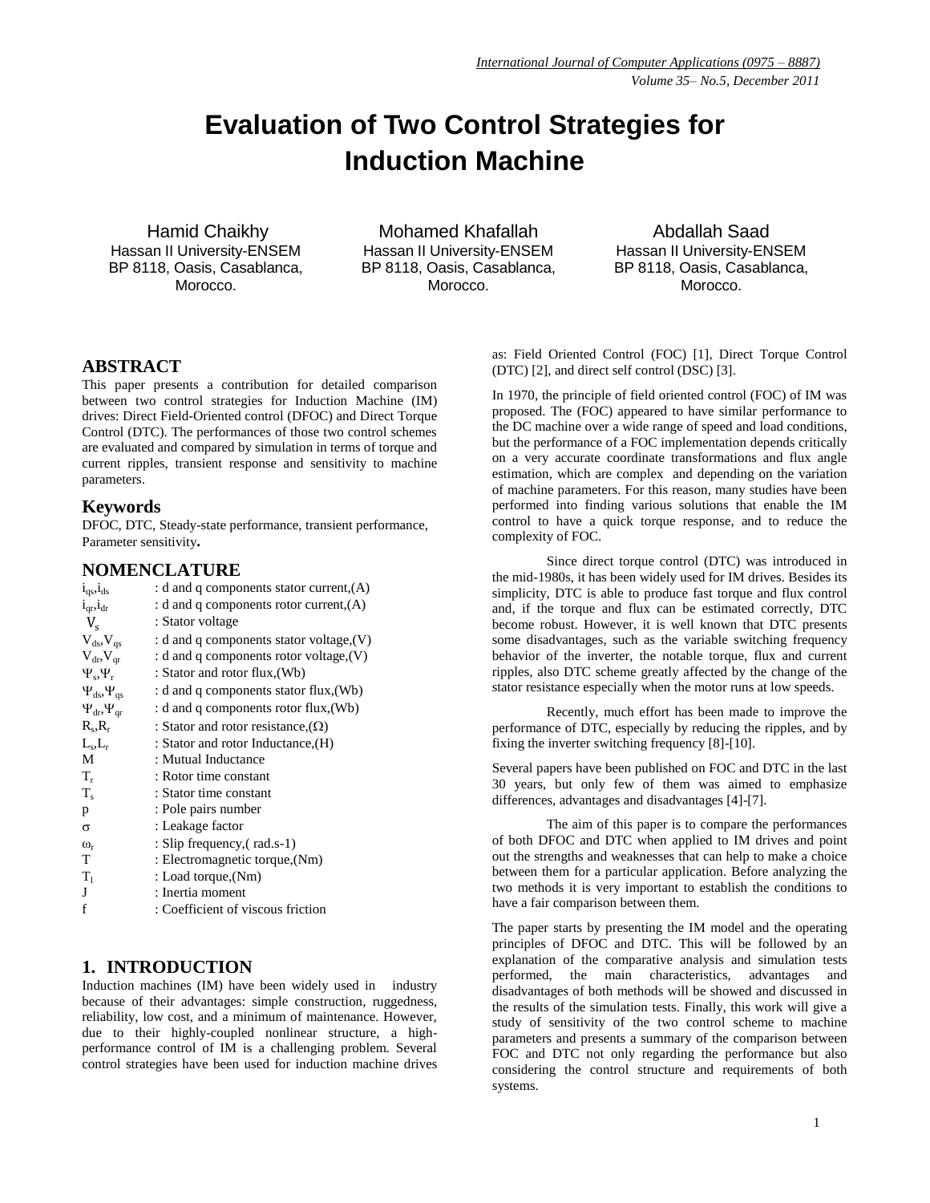# Evaluation of Two Control Strategies for Induction Machine

Hamid Chaikhy
Hassan II University-ENSEM
BP 8118, Oasis, Casablanca, Morocco.

Mohamed Khafallah
Hassan II University-ENSEM
BP 8118, Oasis, Casablanca, Morocco.

Abdallah Saad
Hassan II University-ENSEM
BP 8118, Oasis, Casablanca, Morocco.

## ABSTRACT

This paper presents a contribution for detailed comparison between two control strategies for Induction Machine (IM) drives: Direct Field-Oriented control (DFOC) and Direct Torque Control (DTC). The performances of those two control schemes are evaluated and compared by simulation in terms of torque and current ripples, transient response and sensitivity to machine parameters.

## Keywords

DFOC, DTC, Steady-state performance, transient performance, Parameter sensitivity**.**

## NOMENCLATURE

| | |
|---|---|
| $i_{qs}$,$i_{ds}$ | : d and q components stator current,(A) |
| $i_{qr}$,$i_{dr}$ | : d and q components rotor current,(A) |
| $V_s$ | : Stator voltage |
| $V_{ds}$,$V_{qs}$ | : d and q components stator voltage,(V) |
| $V_{dr}$,$V_{qr}$ | : d and q components rotor voltage,(V) |
| $\Psi_s$,$\Psi_r$ | : Stator and rotor flux,(Wb) |
| $\Psi_{ds}$,$\Psi_{qs}$ | : d and q components stator flux,(Wb) |
| $\Psi_{dr}$,$\Psi_{qr}$ | : d and q components rotor flux,(Wb) |
| $R_s$,$R_r$ | : Stator and rotor resistance,($\Omega$) |
| $L_s$,$L_r$ | : Stator and rotor Inductance,(H) |
| M | : Mutual Inductance |
| $T_r$ | : Rotor time constant |
| $T_s$ | : Stator time constant |
| p | : Pole pairs number |
| $\sigma$ | : Leakage factor |
| $\omega_r$ | : Slip frequency,( rad.s-1) |
| T | : Electromagnetic torque,(Nm) |
| $T_l$ | : Load torque,(Nm) |
| J | : Inertia moment |
| f | : Coefficient of viscous friction |

## 1. INTRODUCTION

Induction machines (IM) have been widely used in industry because of their advantages: simple construction, ruggedness, reliability, low cost, and a minimum of maintenance. However, due to their highly-coupled nonlinear structure, a high-performance control of IM is a challenging problem. Several control strategies have been used for induction machine drives as: Field Oriented Control (FOC) [1], Direct Torque Control (DTC) [2], and direct self control (DSC) [3].

In 1970, the principle of field oriented control (FOC) of IM was proposed. The (FOC) appeared to have similar performance to the DC machine over a wide range of speed and load conditions, but the performance of a FOC implementation depends critically on a very accurate coordinate transformations and flux angle estimation, which are complex and depending on the variation of machine parameters. For this reason, many studies have been performed into finding various solutions that enable the IM control to have a quick torque response, and to reduce the complexity of FOC.

Since direct torque control (DTC) was introduced in the mid-1980s, it has been widely used for IM drives. Besides its simplicity, DTC is able to produce fast torque and flux control and, if the torque and flux can be estimated correctly, DTC become robust. However, it is well known that DTC presents some disadvantages, such as the variable switching frequency behavior of the inverter, the notable torque, flux and current ripples, also DTC scheme greatly affected by the change of the stator resistance especially when the motor runs at low speeds.

Recently, much effort has been made to improve the performance of DTC, especially by reducing the ripples, and by fixing the inverter switching frequency [8]-[10].

Several papers have been published on FOC and DTC in the last 30 years, but only few of them was aimed to emphasize differences, advantages and disadvantages [4]-[7].

The aim of this paper is to compare the performances of both DFOC and DTC when applied to IM drives and point out the strengths and weaknesses that can help to make a choice between them for a particular application. Before analyzing the two methods it is very important to establish the conditions to have a fair comparison between them.

The paper starts by presenting the IM model and the operating principles of DFOC and DTC. This will be followed by an explanation of the comparative analysis and simulation tests performed, the main characteristics, advantages and disadvantages of both methods will be showed and discussed in the results of the simulation tests. Finally, this work will give a study of sensitivity of the two control scheme to machine parameters and presents a summary of the comparison between FOC and DTC not only regarding the performance but also considering the control structure and requirements of both systems.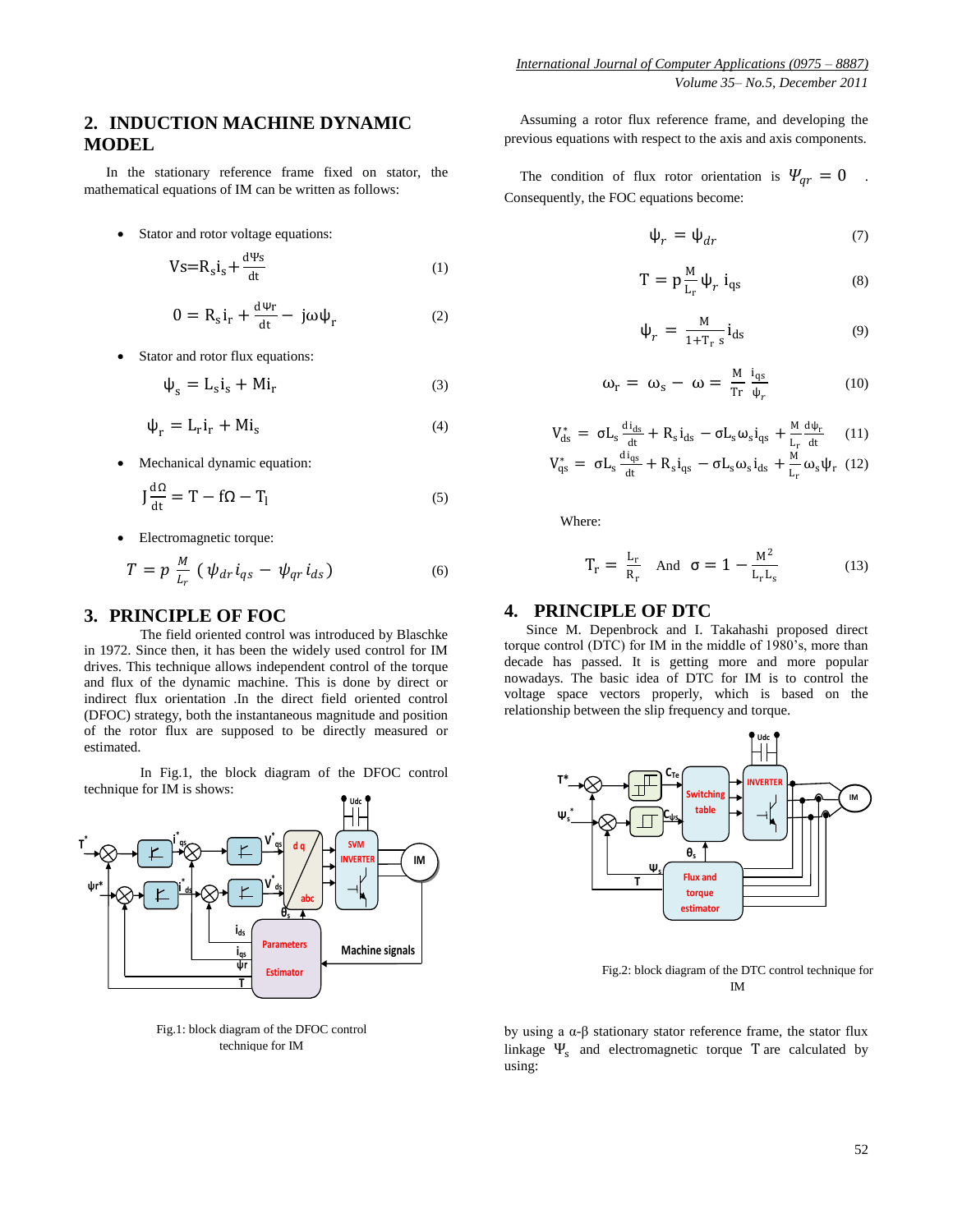## 2. INDUCTION MACHINE DYNAMIC MODEL

In the stationary reference frame fixed on stator, the mathematical equations of IM can be written as follows:

- Stator and rotor voltage equations:

$$V_s = R_s i_s + \frac{d\Psi_s}{dt} \tag{1}$$

$$0 = R_s i_r + \frac{d\Psi_r}{dt} - j\omega\psi_r \tag{2}$$

- Stator and rotor flux equations:

$$\psi_s = L_s i_s + M i_r \tag{3}$$

$$\psi_r = L_r i_r + M i_s \tag{4}$$

- Mechanical dynamic equation:

$$J\frac{d\Omega}{dt} = T - f\Omega - T_l \tag{5}$$

- Electromagnetic torque:

$$T = p\,\frac{M}{L_r}\,(\psi_{dr} i_{qs} - \psi_{qr} i_{ds}) \tag{6}$$

## 3. PRINCIPLE OF FOC

The field oriented control was introduced by Blaschke in 1972. Since then, it has been the widely used control for IM drives. This technique allows independent control of the torque and flux of the dynamic machine. This is done by direct or indirect flux orientation .In the direct field oriented control (DFOC) strategy, both the instantaneous magnitude and position of the rotor flux are supposed to be directly measured or estimated.

In Fig.1, the block diagram of the DFOC control technique for IM is shows:

Fig.1: block diagram of the DFOC control technique for IM

Assuming a rotor flux reference frame, and developing the previous equations with respect to the axis and axis components.

The condition of flux rotor orientation is $\Psi_{qr} = 0$ . Consequently, the FOC equations become:

$$\psi_r = \psi_{dr} \tag{7}$$

$$T = p\frac{M}{L_r}\psi_r\, i_{qs} \tag{8}$$

$$\psi_r = \frac{M}{1+T_r\, s} i_{ds} \tag{9}$$

$$\omega_r = \omega_s - \omega = \frac{M}{Tr}\frac{i_{qs}}{\psi_r} \tag{10}$$

$$V_{ds}^* = \sigma L_s \frac{di_{ds}}{dt} + R_s i_{ds} - \sigma L_s \omega_s i_{qs} + \frac{M}{L_r}\frac{d\psi_r}{dt} \tag{11}$$

$$V_{qs}^* = \sigma L_s \frac{di_{qs}}{dt} + R_s i_{qs} - \sigma L_s \omega_s i_{ds} + \frac{M}{L_r}\omega_s \psi_r \tag{12}$$

Where:

$$T_r = \frac{L_r}{R_r} \quad \text{And} \quad \sigma = 1 - \frac{M^2}{L_r L_s} \tag{13}$$

## 4. PRINCIPLE OF DTC

Since M. Depenbrock and I. Takahashi proposed direct torque control (DTC) for IM in the middle of 1980's, more than decade has passed. It is getting more and more popular nowadays. The basic idea of DTC for IM is to control the voltage space vectors properly, which is based on the relationship between the slip frequency and torque.

Fig.2: block diagram of the DTC control technique for IM

by using a α-β stationary stator reference frame, the stator flux linkage $\Psi_s$ and electromagnetic torque $T$ are calculated by using: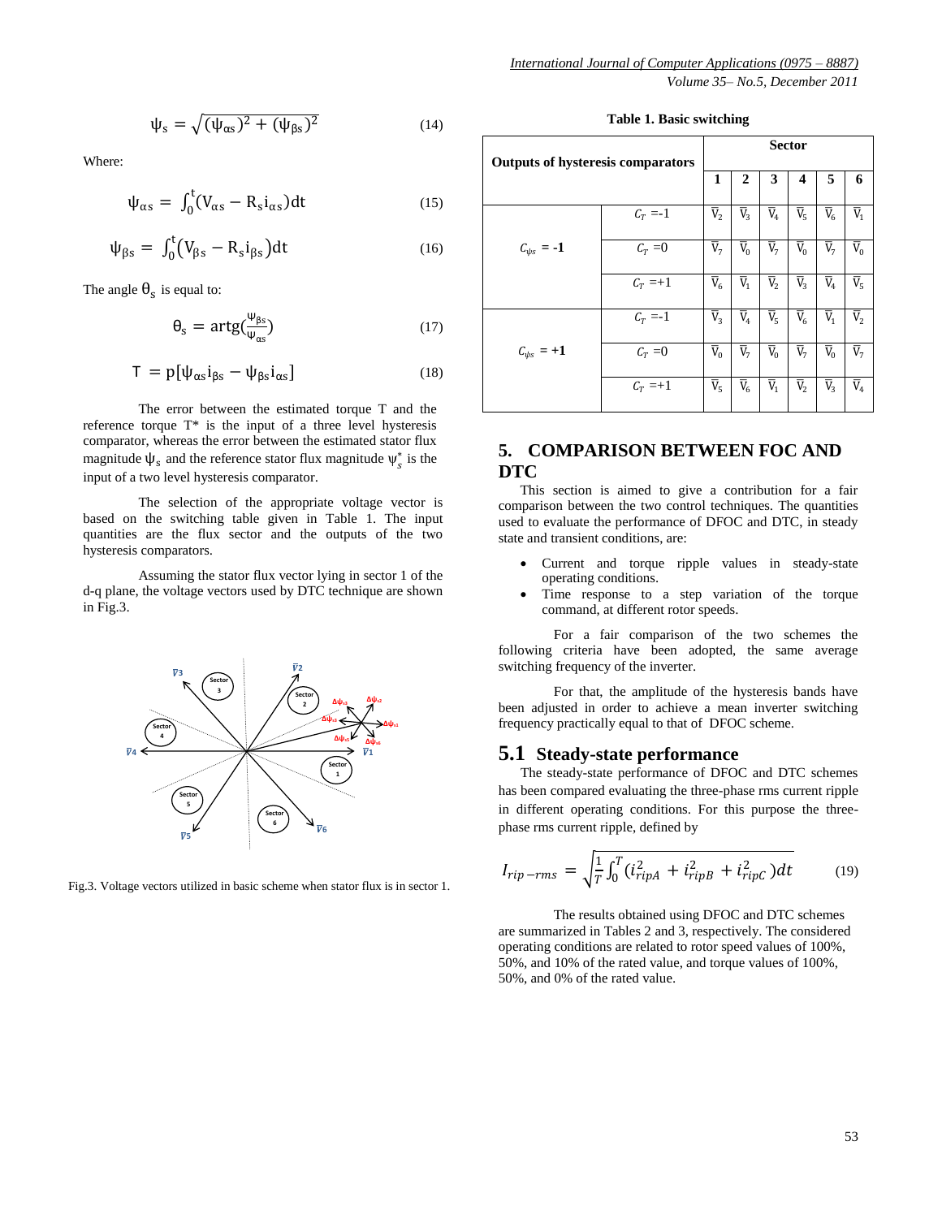$$\psi_s = \sqrt{(\psi_{\alpha s})^2 + (\psi_{\beta s})^2} \quad (14)$$

Where:

$$\psi_{\alpha s} = \int_0^t (V_{\alpha s} - R_s i_{\alpha s})dt \quad (15)$$

$$\psi_{\beta s} = \int_0^t (V_{\beta s} - R_s i_{\beta s})dt \quad (16)$$

The angle $\theta_s$ is equal to:

$$\theta_s = \text{artg}(\frac{\psi_{\beta s}}{\psi_{\alpha s}}) \quad (17)$$

$$T = p[\psi_{\alpha s} i_{\beta s} - \psi_{\beta s} i_{\alpha s}] \quad (18)$$

The error between the estimated torque T and the reference torque T* is the input of a three level hysteresis comparator, whereas the error between the estimated stator flux magnitude $\psi_s$ and the reference stator flux magnitude $\psi_s^*$ is the input of a two level hysteresis comparator.

The selection of the appropriate voltage vector is based on the switching table given in Table 1. The input quantities are the flux sector and the outputs of the two hysteresis comparators.

Assuming the stator flux vector lying in sector 1 of the d-q plane, the voltage vectors used by DTC technique are shown in Fig.3.

Fig.3. Voltage vectors utilized in basic scheme when stator flux is in sector 1.

**Table 1. Basic switching**

| Outputs of hysteresis comparators | | Sector 1 | 2 | 3 | 4 | 5 | 6 |
|---|---|---|---|---|---|---|---|
| $C_{\psi s}$ = -1 | $C_T$ = -1 | $\overline{V}_2$ | $\overline{V}_3$ | $\overline{V}_4$ | $\overline{V}_5$ | $\overline{V}_6$ | $\overline{V}_1$ |
| | $C_T$ = 0 | $\overline{V}_7$ | $\overline{V}_0$ | $\overline{V}_7$ | $\overline{V}_0$ | $\overline{V}_7$ | $\overline{V}_0$ |
| | $C_T$ = +1 | $\overline{V}_6$ | $\overline{V}_1$ | $\overline{V}_2$ | $\overline{V}_3$ | $\overline{V}_4$ | $\overline{V}_5$ |
| $C_{\psi s}$ = +1 | $C_T$ = -1 | $\overline{V}_3$ | $\overline{V}_4$ | $\overline{V}_5$ | $\overline{V}_6$ | $\overline{V}_1$ | $\overline{V}_2$ |
| | $C_T$ = 0 | $\overline{V}_0$ | $\overline{V}_7$ | $\overline{V}_0$ | $\overline{V}_7$ | $\overline{V}_0$ | $\overline{V}_7$ |
| | $C_T$ = +1 | $\overline{V}_5$ | $\overline{V}_6$ | $\overline{V}_1$ | $\overline{V}_2$ | $\overline{V}_3$ | $\overline{V}_4$ |

## 5. COMPARISON BETWEEN FOC AND DTC

This section is aimed to give a contribution for a fair comparison between the two control techniques. The quantities used to evaluate the performance of DFOC and DTC, in steady state and transient conditions, are:

- Current and torque ripple values in steady-state operating conditions.
- Time response to a step variation of the torque command, at different rotor speeds.

For a fair comparison of the two schemes the following criteria have been adopted, the same average switching frequency of the inverter.

For that, the amplitude of the hysteresis bands have been adjusted in order to achieve a mean inverter switching frequency practically equal to that of DFOC scheme.

### 5.1 Steady-state performance

The steady-state performance of DFOC and DTC schemes has been compared evaluating the three-phase rms current ripple in different operating conditions. For this purpose the three-phase rms current ripple, defined by

$$I_{rip-rms} = \sqrt{\frac{1}{T}\int_0^T (i_{ripA}^2 + i_{ripB}^2 + i_{ripC}^2)dt} \quad (19)$$

The results obtained using DFOC and DTC schemes are summarized in Tables 2 and 3, respectively. The considered operating conditions are related to rotor speed values of 100%, 50%, and 10% of the rated value, and torque values of 100%, 50%, and 0% of the rated value.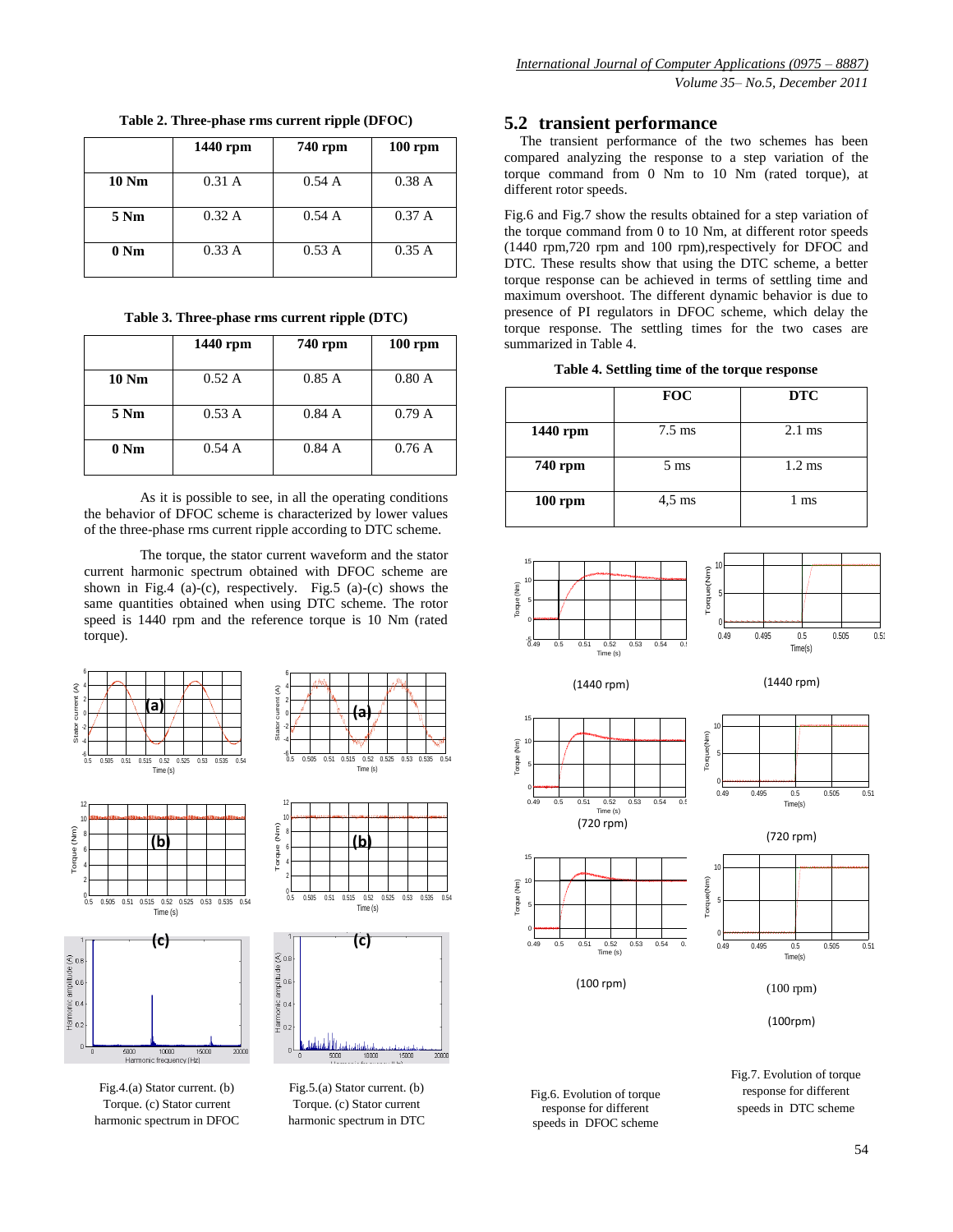**Table 2. Three-phase rms current ripple (DFOC)**

| | 1440 rpm | 740 rpm | 100 rpm |
|---|---|---|---|
| **10 Nm** | 0.31 A | 0.54 A | 0.38 A |
| **5 Nm** | 0.32 A | 0.54 A | 0.37 A |
| **0 Nm** | 0.33 A | 0.53 A | 0.35 A |

**Table 3. Three-phase rms current ripple (DTC)**

| | 1440 rpm | 740 rpm | 100 rpm |
|---|---|---|---|
| **10 Nm** | 0.52 A | 0.85 A | 0.80 A |
| **5 Nm** | 0.53 A | 0.84 A | 0.79 A |
| **0 Nm** | 0.54 A | 0.84 A | 0.76 A |

As it is possible to see, in all the operating conditions the behavior of DFOC scheme is characterized by lower values of the three-phase rms current ripple according to DTC scheme.

The torque, the stator current waveform and the stator current harmonic spectrum obtained with DFOC scheme are shown in Fig.4 (a)-(c), respectively. Fig.5 (a)-(c) shows the same quantities obtained when using DTC scheme. The rotor speed is 1440 rpm and the reference torque is 10 Nm (rated torque).

Fig.4.(a) Stator current. (b) Torque. (c) Stator current harmonic spectrum in DFOC

Fig.5.(a) Stator current. (b) Torque. (c) Stator current harmonic spectrum in DTC

## 5.2 transient performance

The transient performance of the two schemes has been compared analyzing the response to a step variation of the torque command from 0 Nm to 10 Nm (rated torque), at different rotor speeds.

Fig.6 and Fig.7 show the results obtained for a step variation of the torque command from 0 to 10 Nm, at different rotor speeds (1440 rpm,720 rpm and 100 rpm),respectively for DFOC and DTC. These results show that using the DTC scheme, a better torque response can be achieved in terms of settling time and maximum overshoot. The different dynamic behavior is due to presence of PI regulators in DFOC scheme, which delay the torque response. The settling times for the two cases are summarized in Table 4.

**Table 4. Settling time of the torque response**

| | FOC | DTC |
|---|---|---|
| **1440 rpm** | 7.5 ms | 2.1 ms |
| **740 rpm** | 5 ms | 1.2 ms |
| **100 rpm** | 4,5 ms | 1 ms |

(1440 rpm) (720 rpm) (100 rpm)

Fig.6. Evolution of torque response for different speeds in DFOC scheme

(1440 rpm) (720 rpm) (100 rpm)

Fig.7. Evolution of torque response for different speeds in DTC scheme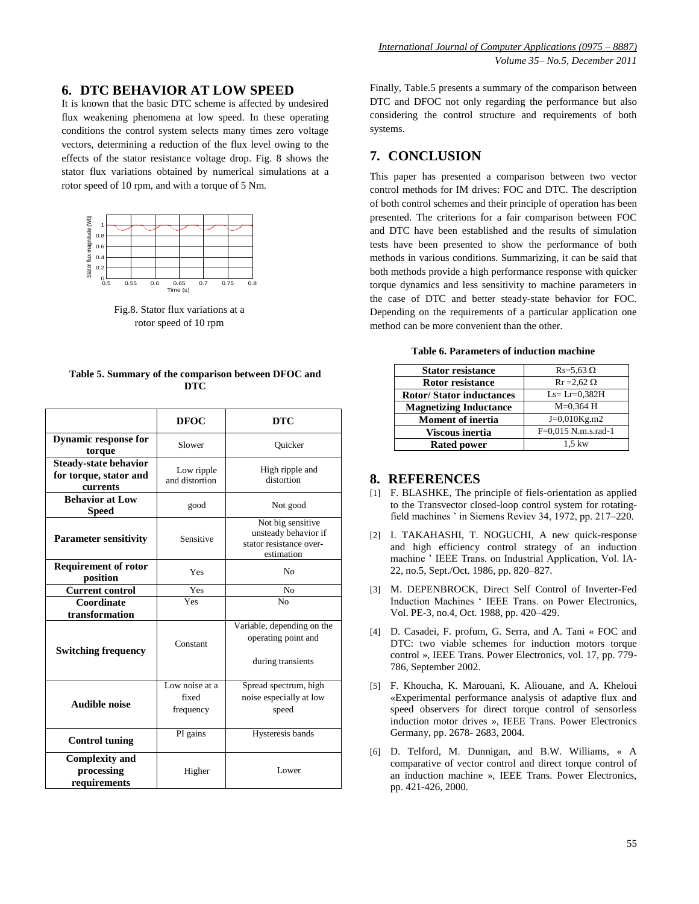## 6. DTC BEHAVIOR AT LOW SPEED

It is known that the basic DTC scheme is affected by undesired flux weakening phenomena at low speed. In these operating conditions the control system selects many times zero voltage vectors, determining a reduction of the flux level owing to the effects of the stator resistance voltage drop. Fig. 8 shows the stator flux variations obtained by numerical simulations at a rotor speed of 10 rpm, and with a torque of 5 Nm.

Fig.8. Stator flux variations at a rotor speed of 10 rpm

**Table 5. Summary of the comparison between DFOC and DTC**

| | DFOC | DTC |
|---|---|---|
| **Dynamic response for torque** | Slower | Quicker |
| **Steady-state behavior for torque, stator and currents** | Low ripple and distortion | High ripple and distortion |
| **Behavior at Low Speed** | good | Not good |
| **Parameter sensitivity** | Sensitive | Not big sensitive unsteady behavior if stator resistance over-estimation |
| **Requirement of rotor position** | Yes | No |
| **Current control** | Yes | No |
| **Coordinate transformation** | Yes | No |
| **Switching frequency** | Constant | Variable, depending on the operating point and during transients |
| **Audible noise** | Low noise at a fixed frequency | Spread spectrum, high noise especially at low speed |
| **Control tuning** | PI gains | Hysteresis bands |
| **Complexity and processing requirements** | Higher | Lower |

Finally, Table.5 presents a summary of the comparison between DTC and DFOC not only regarding the performance but also considering the control structure and requirements of both systems.

## 7. CONCLUSION

This paper has presented a comparison between two vector control methods for IM drives: FOC and DTC. The description of both control schemes and their principle of operation has been presented. The criterions for a fair comparison between FOC and DTC have been established and the results of simulation tests have been presented to show the performance of both methods in various conditions. Summarizing, it can be said that both methods provide a high performance response with quicker torque dynamics and less sensitivity to machine parameters in the case of DTC and better steady-state behavior for FOC. Depending on the requirements of a particular application one method can be more convenient than the other.

**Table 6. Parameters of induction machine**

| | |
|---|---|
| **Stator resistance** | Rs=5,63 Ω |
| **Rotor resistance** | Rr =2,62 Ω |
| **Rotor/ Stator inductances** | Ls= Lr=0,382H |
| **Magnetizing Inductance** | M=0,364 H |
| **Moment of inertia** | J=0,010Kg.m2 |
| **Viscous inertia** | F=0,015 N.m.s.rad-1 |
| **Rated power** | 1,5 kw |

## 8. REFERENCES

[1] F. BLASHKE, The principle of fiels-orientation as applied to the Transvector closed-loop control system for rotating-field machines ' in Siemens Reviev 34, 1972, pp. 217–220.

[2] I. TAKAHASHI, T. NOGUCHI, A new quick-response and high efficiency control strategy of an induction machine ' IEEE Trans. on Industrial Application, Vol. IA-22, no.5, Sept./Oct. 1986, pp. 820–827.

[3] M. DEPENBROCK, Direct Self Control of Inverter-Fed Induction Machines ' IEEE Trans. on Power Electronics, Vol. PE-3, no.4, Oct. 1988, pp. 420–429.

[4] D. Casadei, F. profum, G. Serra, and A. Tani « FOC and DTC: two viable schemes for induction motors torque control », IEEE Trans. Power Electronics, vol. 17, pp. 779-786, September 2002.

[5] F. Khoucha, K. Marouani, K. Aliouane, and A. Kheloui «Experimental performance analysis of adaptive flux and speed observers for direct torque control of sensorless induction motor drives », IEEE Trans. Power Electronics Germany, pp. 2678- 2683, 2004.

[6] D. Telford, M. Dunnigan, and B.W. Williams, « A comparative of vector control and direct torque control of an induction machine », IEEE Trans. Power Electronics, pp. 421-426, 2000.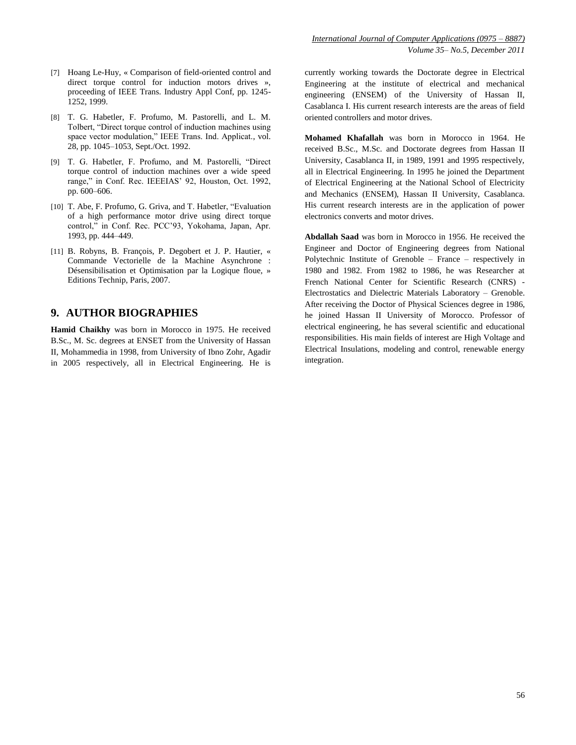[7] Hoang Le-Huy, « Comparison of field-oriented control and direct torque control for induction motors drives », proceeding of IEEE Trans. Industry Appl Conf, pp. 1245-1252, 1999.

[8] T. G. Habetler, F. Profumo, M. Pastorelli, and L. M. Tolbert, "Direct torque control of induction machines using space vector modulation," IEEE Trans. Ind. Applicat., vol. 28, pp. 1045–1053, Sept./Oct. 1992.

[9] T. G. Habetler, F. Profumo, and M. Pastorelli, "Direct torque control of induction machines over a wide speed range," in Conf. Rec. IEEEIAS' 92, Houston, Oct. 1992, pp. 600–606.

[10] T. Abe, F. Profumo, G. Griva, and T. Habetler, "Evaluation of a high performance motor drive using direct torque control," in Conf. Rec. PCC'93, Yokohama, Japan, Apr. 1993, pp. 444–449.

[11] B. Robyns, B. François, P. Degobert et J. P. Hautier, « Commande Vectorielle de la Machine Asynchrone : Désensibilisation et Optimisation par la Logique floue, » Editions Technip, Paris, 2007.

## 9. AUTHOR BIOGRAPHIES

**Hamid Chaikhy** was born in Morocco in 1975. He received B.Sc., M. Sc. degrees at ENSET from the University of Hassan II, Mohammedia in 1998, from University of Ibno Zohr, Agadir in 2005 respectively, all in Electrical Engineering. He is currently working towards the Doctorate degree in Electrical Engineering at the institute of electrical and mechanical engineering (ENSEM) of the University of Hassan II, Casablanca I. His current research interests are the areas of field oriented controllers and motor drives.

**Mohamed Khafallah** was born in Morocco in 1964. He received B.Sc., M.Sc. and Doctorate degrees from Hassan II University, Casablanca II, in 1989, 1991 and 1995 respectively, all in Electrical Engineering. In 1995 he joined the Department of Electrical Engineering at the National School of Electricity and Mechanics (ENSEM), Hassan II University, Casablanca. His current research interests are in the application of power electronics converts and motor drives.

**Abdallah Saad** was born in Morocco in 1956. He received the Engineer and Doctor of Engineering degrees from National Polytechnic Institute of Grenoble – France – respectively in 1980 and 1982. From 1982 to 1986, he was Researcher at French National Center for Scientific Research (CNRS) - Electrostatics and Dielectric Materials Laboratory – Grenoble. After receiving the Doctor of Physical Sciences degree in 1986, he joined Hassan II University of Morocco. Professor of electrical engineering, he has several scientific and educational responsibilities. His main fields of interest are High Voltage and Electrical Insulations, modeling and control, renewable energy integration.